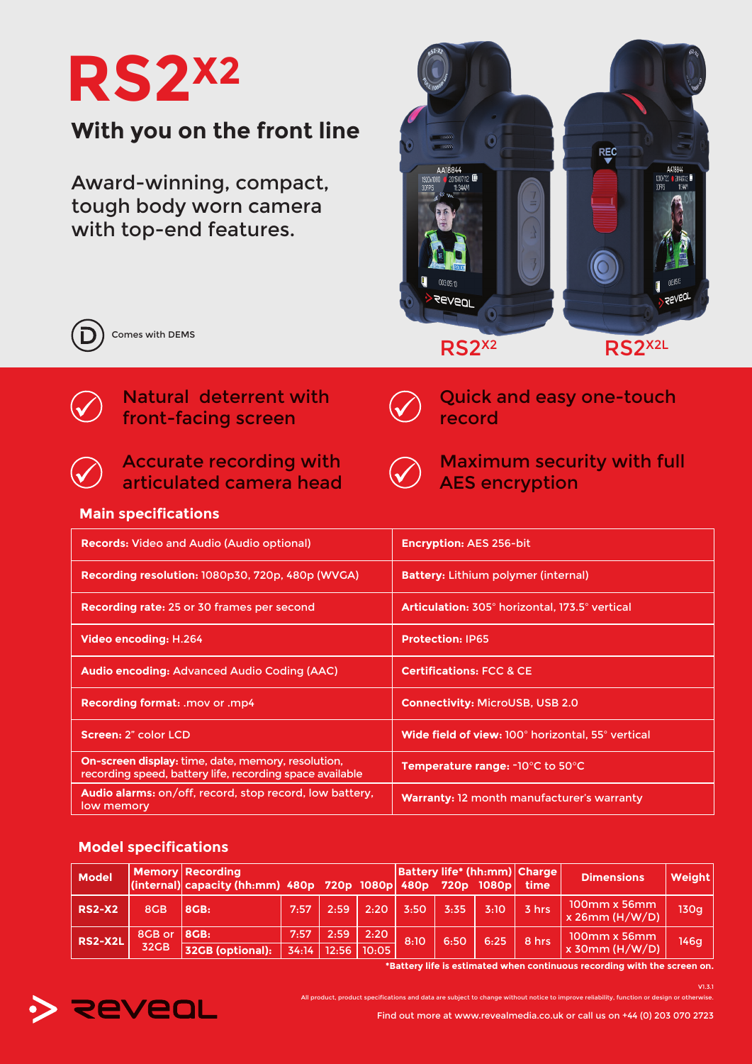# RS2X2

## With you on the front line

Award-winning, compact, tough body worn camera with top-end features.

Comes with DEMS

RS2X2 RS2X2L

- Natural deterrent with front-facing screen
- Quick and easy one-touch record
- Accurate recording with articulated camera head
- Maximum security with full AES encryption

### Main specifications

| | |
|---|---|
| **Records:** Video and Audio (Audio optional) | **Encryption:** AES 256-bit |
| **Recording resolution:** 1080p30, 720p, 480p (WVGA) | **Battery:** Lithium polymer (internal) |
| **Recording rate:** 25 or 30 frames per second | **Articulation:** 305° horizontal, 173.5° vertical |
| **Video encoding:** H.264 | **Protection:** IP65 |
| **Audio encoding:** Advanced Audio Coding (AAC) | **Certifications:** FCC & CE |
| **Recording format:** .mov or .mp4 | **Connectivity:** MicroUSB, USB 2.0 |
| **Screen:** 2" color LCD | **Wide field of view:** 100° horizontal, 55° vertical |
| **On-screen display:** time, date, memory, resolution, recording speed, battery life, recording space available | **Temperature range:** -10°C to 50°C |
| **Audio alarms:** on/off, record, stop record, low battery, low memory | **Warranty:** 12 month manufacturer's warranty |

### Model specifications

| Model | Memory (internal) | Recording capacity (hh:mm) | 480p | 720p | 1080p | Battery life* (hh:mm) 480p | 720p | 1080p | Charge time | Dimensions | Weight |
|---|---|---|---|---|---|---|---|---|---|---|---|
| RS2-X2 | 8GB | 8GB: | 7:57 | 2:59 | 2:20 | 3:50 | 3:35 | 3:10 | 3 hrs | 100mm x 56mm x 26mm (H/W/D) | 130g |
| RS2-X2L | 8GB or 32GB | 8GB: | 7:57 | 2:59 | 2:20 | 8:10 | 6:50 | 6:25 | 8 hrs | 100mm x 56mm x 30mm (H/W/D) | 146g |
| | | 32GB (optional): | 34:14 | 12:56 | 10:05 | | | | | | |

**\*Battery life is estimated when continuous recording with the screen on.**

V1.3.1

All product, product specifications and data are subject to change without notice to improve reliability, function or design or otherwise.

reveal

Find out more at www.revealmedia.co.uk or call us on +44 (0) 203 070 2723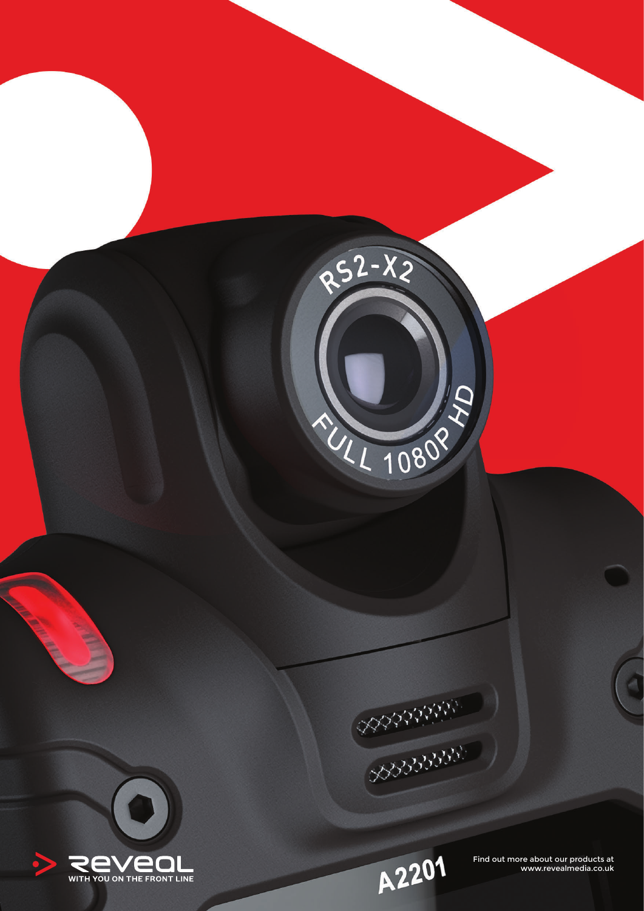RS2-X2

FULL 1080P HD

A2201

REVEAL

WITH YOU ON THE FRONT LINE

Find out more about our products at www.revealmedia.co.uk